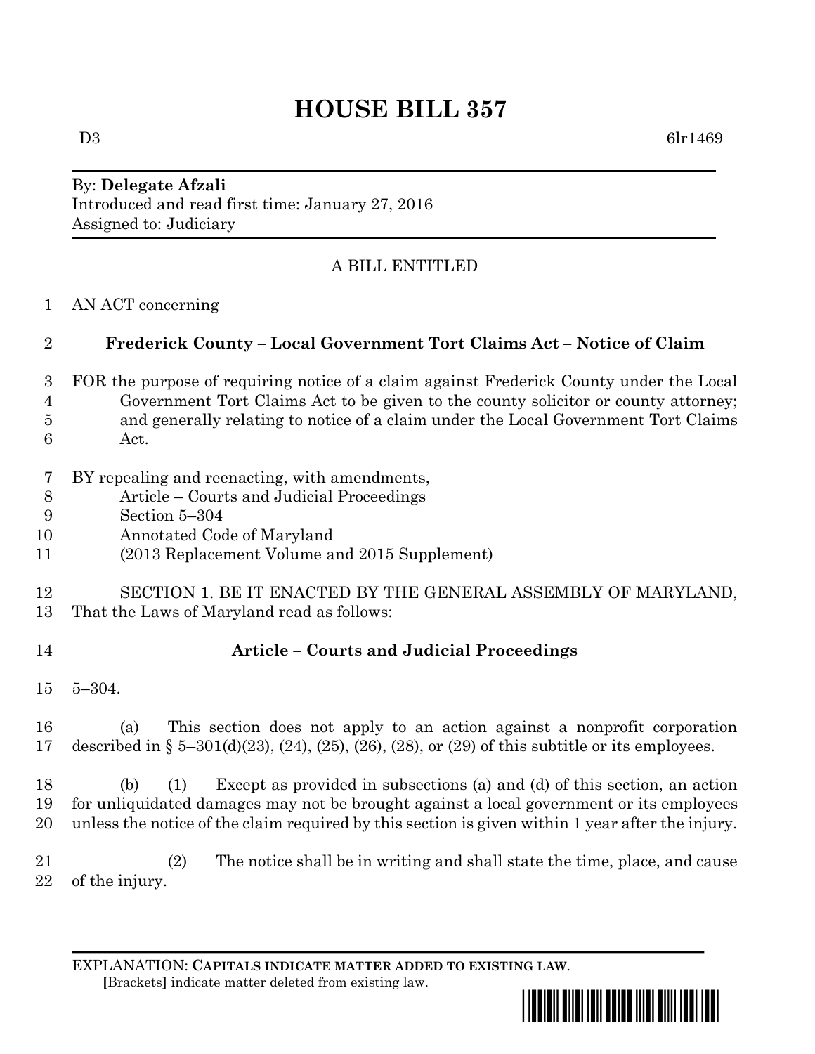# HOUSE BILL 357

D3 6lr1469

By: **Delegate Afzali**
Introduced and read first time: January 27, 2016
Assigned to: Judiciary

A BILL ENTITLED

1 AN ACT concerning

## 2 Frederick County – Local Government Tort Claims Act – Notice of Claim

3 FOR the purpose of requiring notice of a claim against Frederick County under the Local
4 Government Tort Claims Act to be given to the county solicitor or county attorney;
5 and generally relating to notice of a claim under the Local Government Tort Claims
6 Act.

7 BY repealing and reenacting, with amendments,
8 Article – Courts and Judicial Proceedings
9 Section 5–304
10 Annotated Code of Maryland
11 (2013 Replacement Volume and 2015 Supplement)

12 SECTION 1. BE IT ENACTED BY THE GENERAL ASSEMBLY OF MARYLAND,
13 That the Laws of Maryland read as follows:

### 14 Article – Courts and Judicial Proceedings

15 5–304.

16 (a) This section does not apply to an action against a nonprofit corporation
17 described in § 5–301(d)(23), (24), (25), (26), (28), or (29) of this subtitle or its employees.

18 (b) (1) Except as provided in subsections (a) and (d) of this section, an action
19 for unliquidated damages may not be brought against a local government or its employees
20 unless the notice of the claim required by this section is given within 1 year after the injury.

21 (2) The notice shall be in writing and shall state the time, place, and cause
22 of the injury.

EXPLANATION: **CAPITALS INDICATE MATTER ADDED TO EXISTING LAW**.
[Brackets] indicate matter deleted from existing law.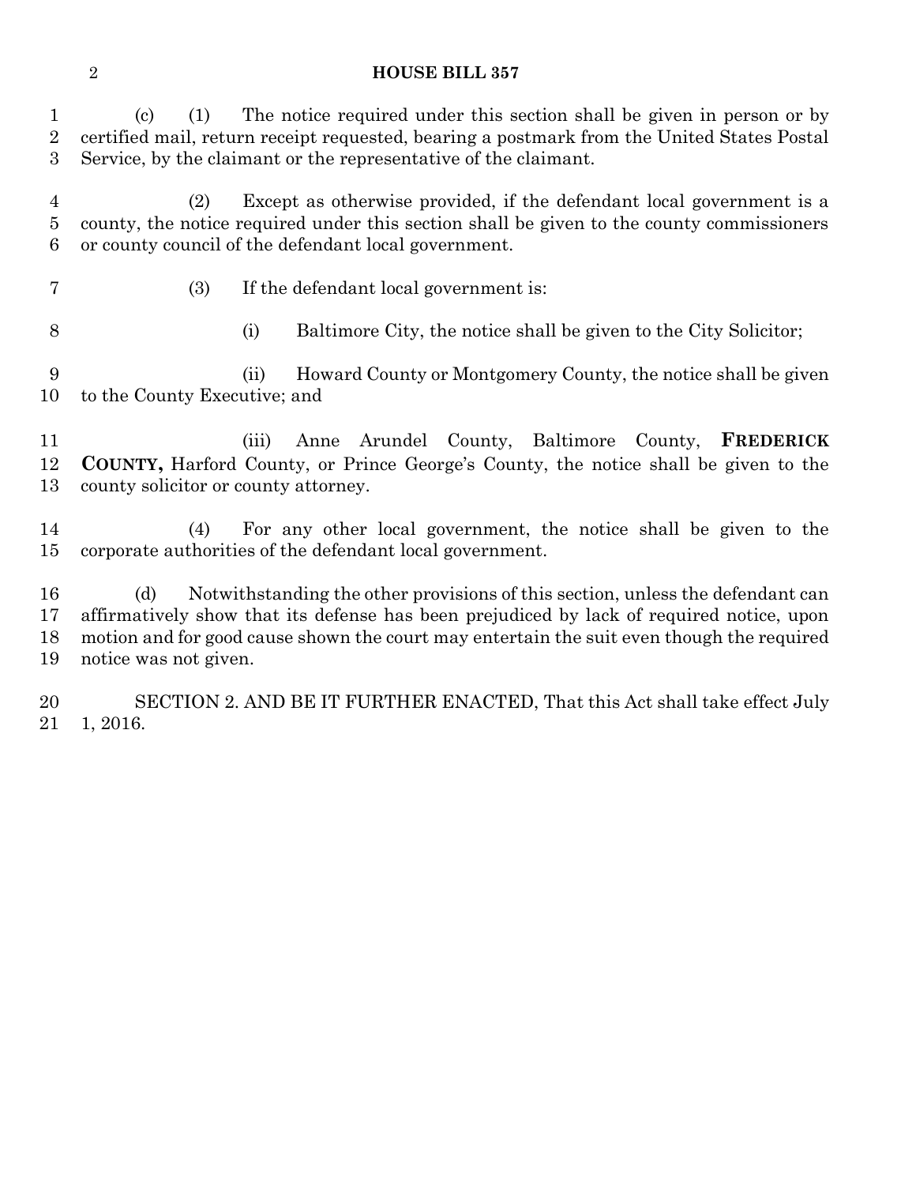(c) (1) The notice required under this section shall be given in person or by certified mail, return receipt requested, bearing a postmark from the United States Postal Service, by the claimant or the representative of the claimant.

(2) Except as otherwise provided, if the defendant local government is a county, the notice required under this section shall be given to the county commissioners or county council of the defendant local government.

(3) If the defendant local government is:

(i) Baltimore City, the notice shall be given to the City Solicitor;

(ii) Howard County or Montgomery County, the notice shall be given to the County Executive; and

(iii) Anne Arundel County, Baltimore County, **FREDERICK COUNTY,** Harford County, or Prince George's County, the notice shall be given to the county solicitor or county attorney.

(4) For any other local government, the notice shall be given to the corporate authorities of the defendant local government.

(d) Notwithstanding the other provisions of this section, unless the defendant can affirmatively show that its defense has been prejudiced by lack of required notice, upon motion and for good cause shown the court may entertain the suit even though the required notice was not given.

SECTION 2. AND BE IT FURTHER ENACTED, That this Act shall take effect July 1, 2016.